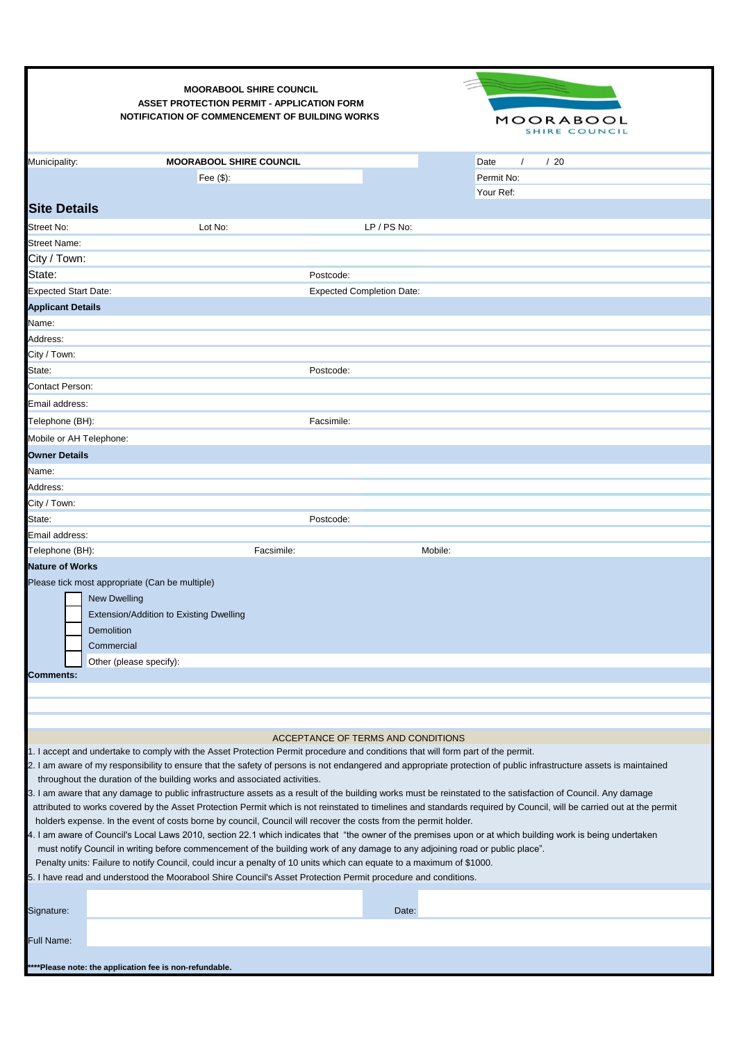**MOORABOOL SHIRE COUNCIL**
**ASSET PROTECTION PERMIT - APPLICATION FORM**
**NOTIFICATION OF COMMENCEMENT OF BUILDING WORKS**

MOORABOOL
SHIRE COUNCIL

| Municipality: | **MOORABOOL SHIRE COUNCIL** | Date / / 20 |
|---|---|---|
| | Fee ($): | Permit No: |
| | | Your Ref: |

## Site Details

| | | |
|---|---|---|
| Street No: | Lot No: | LP / PS No: |
| Street Name: | | |
| City / Town: | | |
| State: | Postcode: | |
| Expected Start Date: | Expected Completion Date: | |

**Applicant Details**

| | |
|---|---|
| Name: | |
| Address: | |
| City / Town: | |
| State: | Postcode: |
| Contact Person: | |
| Email address: | |
| Telephone (BH): | Facsimile: |
| Mobile or AH Telephone: | |

**Owner Details**

| | | |
|---|---|---|
| Name: | | |
| Address: | | |
| City / Town: | | |
| State: | Postcode: | |
| Email address: | | |
| Telephone (BH): | Facsimile: | Mobile: |

**Nature of Works**

Please tick most appropriate (Can be multiple)

- ☐ New Dwelling
- ☐ Extension/Addition to Existing Dwelling
- ☐ Demolition
- ☐ Commercial
- ☐ Other (please specify):

**Comments:**

ACCEPTANCE OF TERMS AND CONDITIONS

1. I accept and undertake to comply with the Asset Protection Permit procedure and conditions that will form part of the permit.
2. I am aware of my responsibility to ensure that the safety of persons is not endangered and appropriate protection of public infrastructure assets is maintained throughout the duration of the building works and associated activities.
3. I am aware that any damage to public infrastructure assets as a result of the building works must be reinstated to the satisfaction of Council. Any damage attributed to works covered by the Asset Protection Permit which is not reinstated to timelines and standards required by Council, will be carried out at the permit holders expense. In the event of costs borne by council, Council will recover the costs from the permit holder.
4. I am aware of Council's Local Laws 2010, section 22.1 which indicates that "the owner of the premises upon or at which building work is being undertaken must notify Council in writing before commencement of the building work of any damage to any adjoining road or public place".
   Penalty units: Failure to notify Council, could incur a penalty of 10 units which can equate to a maximum of $1000.
5. I have read and understood the Moorabool Shire Council's Asset Protection Permit procedure and conditions.

| | | |
|---|---|---|
| Signature: | | Date: |
| Full Name: | | |

****Please note: the application fee is non-refundable.**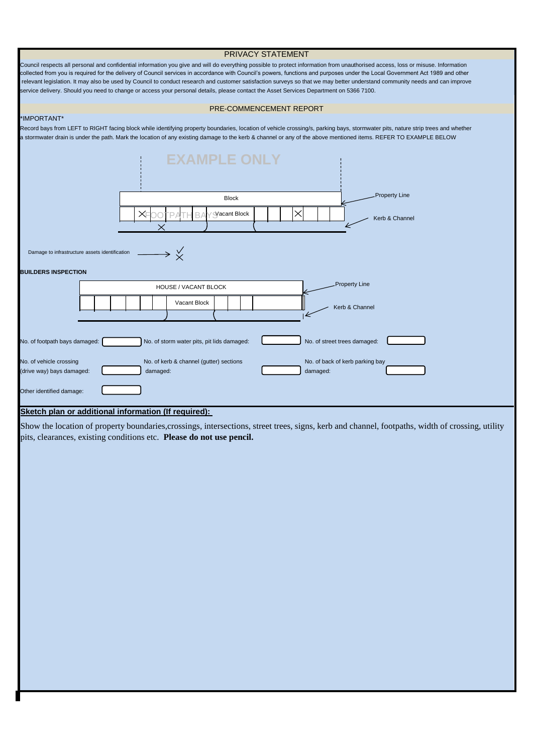## PRIVACY STATEMENT

Council respects all personal and confidential information you give and will do everything possible to protect information from unauthorised access, loss or misuse. Information collected from you is required for the delivery of Council services in accordance with Council's powers, functions and purposes under the Local Government Act 1989 and other relevant legislation. It may also be used by Council to conduct research and customer satisfaction surveys so that we may better understand community needs and can improve service delivery. Should you need to change or access your personal details, please contact the Asset Services Department on 5366 7100.

## PRE-COMMENCEMENT REPORT

*IMPORTANT*

Record bays from LEFT to RIGHT facing block while identifying property boundaries, location of vehicle crossing/s, parking bays, stormwater pits, nature strip trees and whether a stormwater drain is under the path. Mark the location of any existing damage to the kerb & channel or any of the above mentioned items. REFER TO EXAMPLE BELOW

EXAMPLE ONLY

Block

FOOTPATH BAYS

Vacant Block

Property Line

Kerb & Channel

Damage to infrastructure assets identification

**BUILDERS INSPECTION**

HOUSE / VACANT BLOCK

Vacant Block

Property Line

Kerb & Channel

No. of footpath bays damaged:

No. of storm water pits, pit lids damaged:

No. of street trees damaged:

No. of vehicle crossing (drive way) bays damaged:

No. of kerb & channel (gutter) sections damaged:

No. of back of kerb parking bay damaged:

Other identified damage:

**Sketch plan or additional information (If required):**

Show the location of property boundaries,crossings, intersections, street trees, signs, kerb and channel, footpaths, width of crossing, utility pits, clearances, existing conditions etc. **Please do not use pencil.**